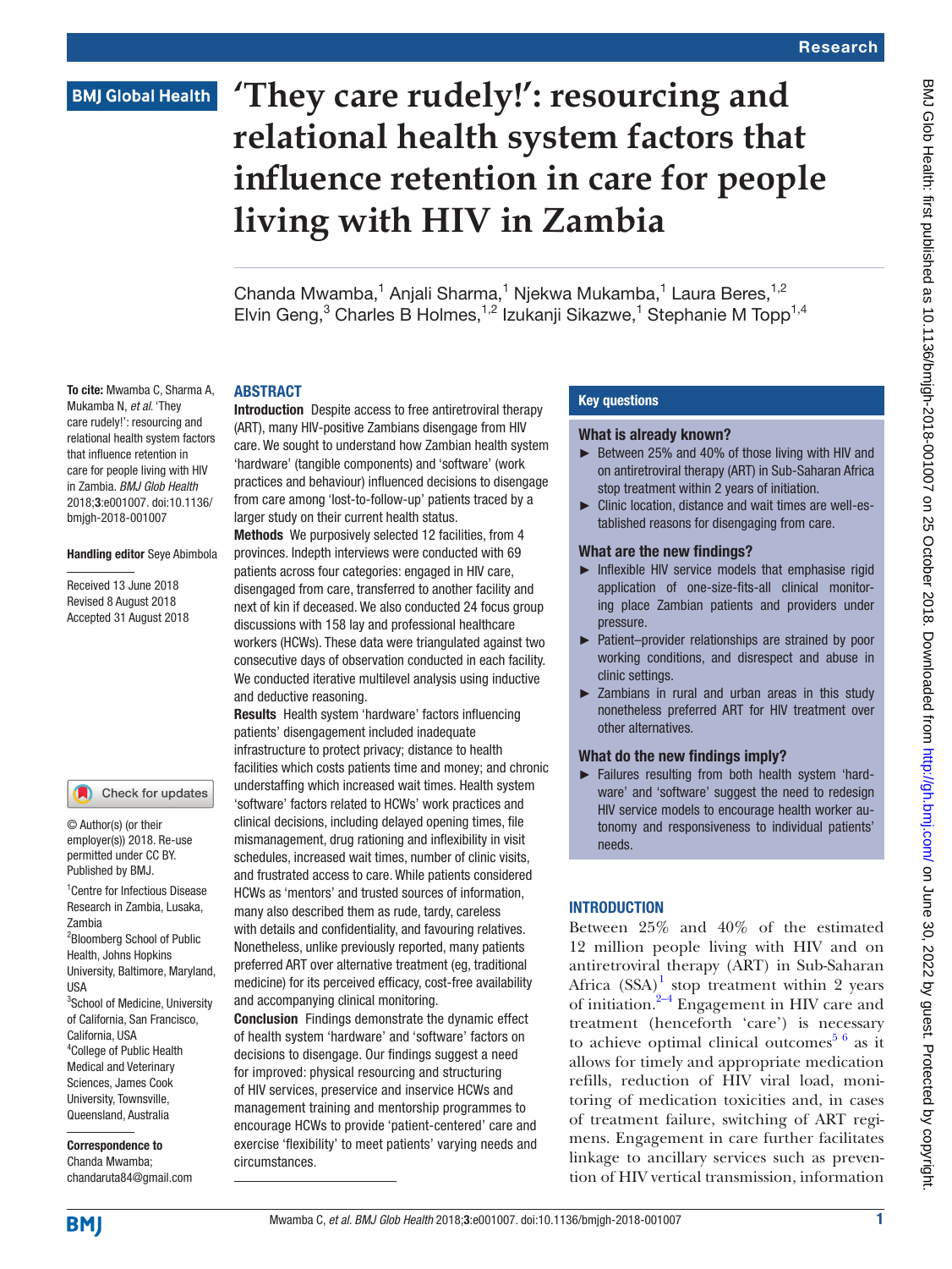# 'They care rudely!': resourcing and relational health system factors that influence retention in care for people living with HIV in Zambia

Chanda Mwamba,[1] Anjali Sharma,[1] Njekwa Mukamba,[1] Laura Beres,[1,2] Elvin Geng,[3] Charles B Holmes,[1,2] Izukanji Sikazwe,[1] Stephanie M Topp[1,4]

**To cite:** Mwamba C, Sharma A, Mukamba N, *et al*. 'They care rudely!': resourcing and relational health system factors that influence retention in care for people living with HIV in Zambia. *BMJ Glob Health* 2018;**3**:e001007. doi:10.1136/bmjgh-2018-001007

**Handling editor** Seye Abimbola

Received 13 June 2018
Revised 8 August 2018
Accepted 31 August 2018

© Author(s) (or their employer(s)) 2018. Re-use permitted under CC BY. Published by BMJ.

[1]Centre for Infectious Disease Research in Zambia, Lusaka, Zambia
[2]Bloomberg School of Public Health, Johns Hopkins University, Baltimore, Maryland, USA
[3]School of Medicine, University of California, San Francisco, California, USA
[4]College of Public Health Medical and Veterinary Sciences, James Cook University, Townsville, Queensland, Australia

**Correspondence to**
Chanda Mwamba;
chandaruta84@gmail.com

## ABSTRACT

**Introduction** Despite access to free antiretroviral therapy (ART), many HIV-positive Zambians disengage from HIV care. We sought to understand how Zambian health system 'hardware' (tangible components) and 'software' (work practices and behaviour) influenced decisions to disengage from care among 'lost-to-follow-up' patients traced by a larger study on their current health status.

**Methods** We purposively selected 12 facilities, from 4 provinces. Indepth interviews were conducted with 69 patients across four categories: engaged in HIV care, disengaged from care, transferred to another facility and next of kin if deceased. We also conducted 24 focus group discussions with 158 lay and professional healthcare workers (HCWs). These data were triangulated against two consecutive days of observation conducted in each facility. We conducted iterative multilevel analysis using inductive and deductive reasoning.

**Results** Health system 'hardware' factors influencing patients' disengagement included inadequate infrastructure to protect privacy; distance to health facilities which costs patients time and money; and chronic understaffing which increased wait times. Health system 'software' factors related to HCWs' work practices and clinical decisions, including delayed opening times, file mismanagement, drug rationing and inflexibility in visit schedules, increased wait times, number of clinic visits, and frustrated access to care. While patients considered HCWs as 'mentors' and trusted sources of information, many also described them as rude, tardy, careless with details and confidentiality, and favouring relatives. Nonetheless, unlike previously reported, many patients preferred ART over alternative treatment (eg, traditional medicine) for its perceived efficacy, cost-free availability and accompanying clinical monitoring.

**Conclusion** Findings demonstrate the dynamic effect of health system 'hardware' and 'software' factors on decisions to disengage. Our findings suggest a need for improved: physical resourcing and structuring of HIV services, preservice and inservice HCWs and management training and mentorship programmes to encourage HCWs to provide 'patient-centered' care and exercise 'flexibility' to meet patients' varying needs and circumstances.

## Key questions

### What is already known?

- Between 25% and 40% of those living with HIV and on antiretroviral therapy (ART) in Sub-Saharan Africa stop treatment within 2 years of initiation.
- Clinic location, distance and wait times are well-established reasons for disengaging from care.

### What are the new findings?

- Inflexible HIV service models that emphasise rigid application of one-size-fits-all clinical monitoring place Zambian patients and providers under pressure.
- Patient–provider relationships are strained by poor working conditions, and disrespect and abuse in clinic settings.
- Zambians in rural and urban areas in this study nonetheless preferred ART for HIV treatment over other alternatives.

### What do the new findings imply?

- Failures resulting from both health system 'hardware' and 'software' suggest the need to redesign HIV service models to encourage health worker autonomy and responsiveness to individual patients' needs.

## INTRODUCTION

Between 25% and 40% of the estimated 12 million people living with HIV and on antiretroviral therapy (ART) in Sub-Saharan Africa (SSA)[1] stop treatment within 2 years of initiation.[2–4] Engagement in HIV care and treatment (henceforth 'care') is necessary to achieve optimal clinical outcomes[5 6] as it allows for timely and appropriate medication refills, reduction of HIV viral load, monitoring of medication toxicities and, in cases of treatment failure, switching of ART regimens. Engagement in care further facilitates linkage to ancillary services such as prevention of HIV vertical transmission, information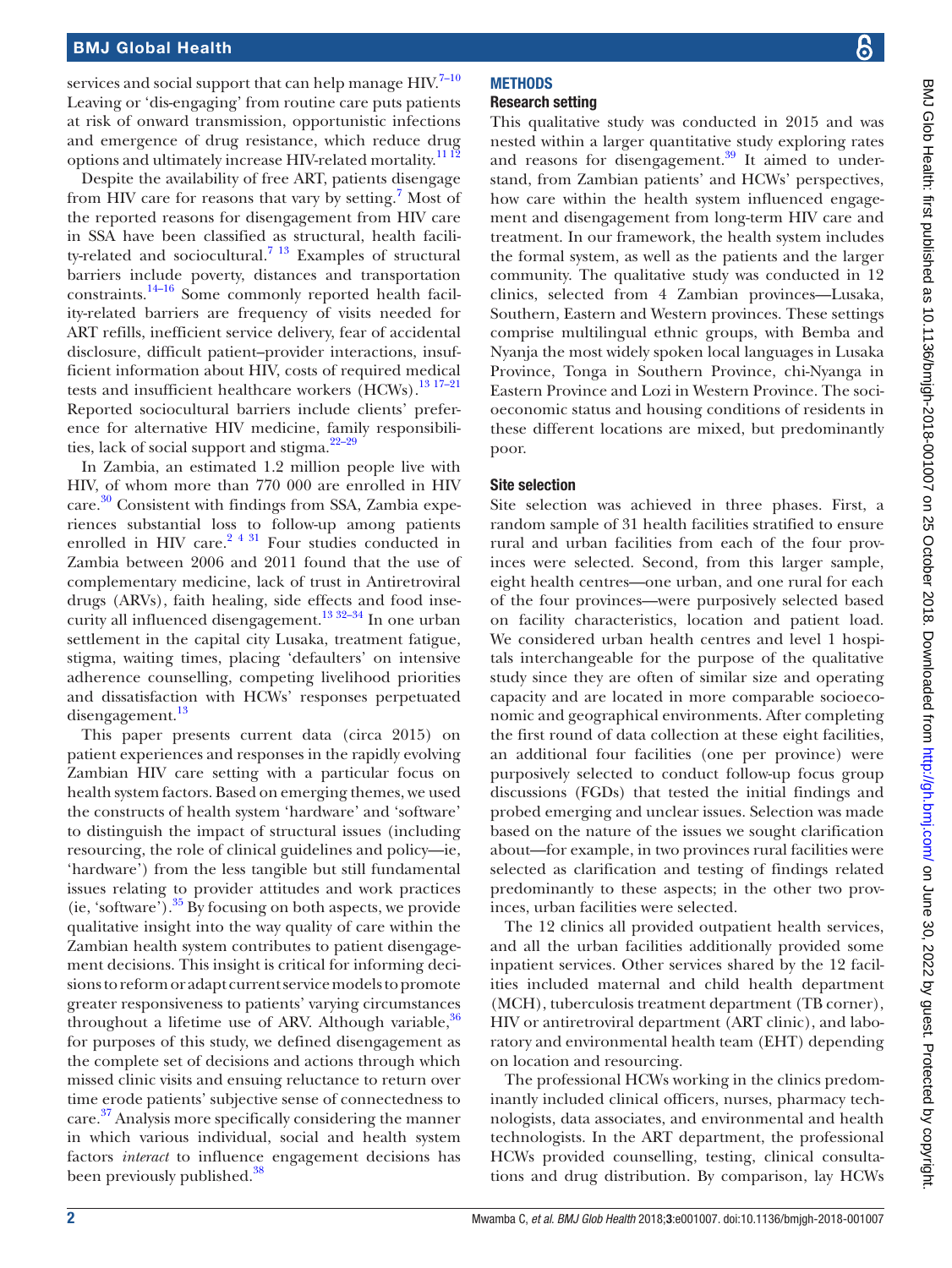services and social support that can help manage HIV.[7–10] Leaving or 'dis-engaging' from routine care puts patients at risk of onward transmission, opportunistic infections and emergence of drug resistance, which reduce drug options and ultimately increase HIV-related mortality.[11 12]

Despite the availability of free ART, patients disengage from HIV care for reasons that vary by setting.[7] Most of the reported reasons for disengagement from HIV care in SSA have been classified as structural, health facility-related and sociocultural.[7 13] Examples of structural barriers include poverty, distances and transportation constraints.[14–16] Some commonly reported health facility-related barriers are frequency of visits needed for ART refills, inefficient service delivery, fear of accidental disclosure, difficult patient–provider interactions, insufficient information about HIV, costs of required medical tests and insufficient healthcare workers (HCWs).[13 17–21] Reported sociocultural barriers include clients' preference for alternative HIV medicine, family responsibilities, lack of social support and stigma.[22–29]

In Zambia, an estimated 1.2 million people live with HIV, of whom more than 770 000 are enrolled in HIV care.[30] Consistent with findings from SSA, Zambia experiences substantial loss to follow-up among patients enrolled in HIV care.[2 4 31] Four studies conducted in Zambia between 2006 and 2011 found that the use of complementary medicine, lack of trust in Antiretroviral drugs (ARVs), faith healing, side effects and food insecurity all influenced disengagement.[13 32–34] In one urban settlement in the capital city Lusaka, treatment fatigue, stigma, waiting times, placing 'defaulters' on intensive adherence counselling, competing livelihood priorities and dissatisfaction with HCWs' responses perpetuated disengagement.[13]

This paper presents current data (circa 2015) on patient experiences and responses in the rapidly evolving Zambian HIV care setting with a particular focus on health system factors. Based on emerging themes, we used the constructs of health system 'hardware' and 'software' to distinguish the impact of structural issues (including resourcing, the role of clinical guidelines and policy—ie, 'hardware') from the less tangible but still fundamental issues relating to provider attitudes and work practices (ie, 'software').[35] By focusing on both aspects, we provide qualitative insight into the way quality of care within the Zambian health system contributes to patient disengagement decisions. This insight is critical for informing decisions to reform or adapt current service models to promote greater responsiveness to patients' varying circumstances throughout a lifetime use of ARV. Although variable,[36] for purposes of this study, we defined disengagement as the complete set of decisions and actions through which missed clinic visits and ensuing reluctance to return over time erode patients' subjective sense of connectedness to care.[37] Analysis more specifically considering the manner in which various individual, social and health system factors *interact* to influence engagement decisions has been previously published.[38]

## METHODS

### Research setting

This qualitative study was conducted in 2015 and was nested within a larger quantitative study exploring rates and reasons for disengagement.[39] It aimed to understand, from Zambian patients' and HCWs' perspectives, how care within the health system influenced engagement and disengagement from long-term HIV care and treatment. In our framework, the health system includes the formal system, as well as the patients and the larger community. The qualitative study was conducted in 12 clinics, selected from 4 Zambian provinces—Lusaka, Southern, Eastern and Western provinces. These settings comprise multilingual ethnic groups, with Bemba and Nyanja the most widely spoken local languages in Lusaka Province, Tonga in Southern Province, chi-Nyanga in Eastern Province and Lozi in Western Province. The socioeconomic status and housing conditions of residents in these different locations are mixed, but predominantly poor.

### Site selection

Site selection was achieved in three phases. First, a random sample of 31 health facilities stratified to ensure rural and urban facilities from each of the four provinces were selected. Second, from this larger sample, eight health centres—one urban, and one rural for each of the four provinces—were purposively selected based on facility characteristics, location and patient load. We considered urban health centres and level 1 hospitals interchangeable for the purpose of the qualitative study since they are often of similar size and operating capacity and are located in more comparable socioeconomic and geographical environments. After completing the first round of data collection at these eight facilities, an additional four facilities (one per province) were purposively selected to conduct follow-up focus group discussions (FGDs) that tested the initial findings and probed emerging and unclear issues. Selection was made based on the nature of the issues we sought clarification about—for example, in two provinces rural facilities were selected as clarification and testing of findings related predominantly to these aspects; in the other two provinces, urban facilities were selected.

The 12 clinics all provided outpatient health services, and all the urban facilities additionally provided some inpatient services. Other services shared by the 12 facilities included maternal and child health department (MCH), tuberculosis treatment department (TB corner), HIV or antiretroviral department (ART clinic), and laboratory and environmental health team (EHT) depending on location and resourcing.

The professional HCWs working in the clinics predominantly included clinical officers, nurses, pharmacy technologists, data associates, and environmental and health technologists. In the ART department, the professional HCWs provided counselling, testing, clinical consultations and drug distribution. By comparison, lay HCWs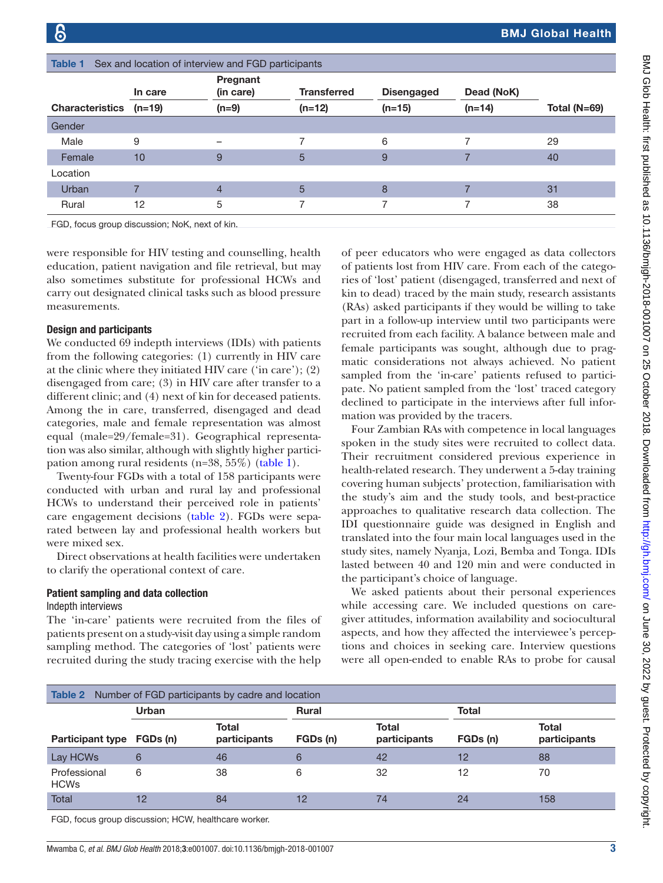**Table 1** Sex and location of interview and FGD participants

| Characteristics | In care (n=19) | Pregnant (in care) (n=9) | Transferred (n=12) | Disengaged (n=15) | Dead (NoK) (n=14) | Total (N=69) |
|---|---|---|---|---|---|---|
| Gender | | | | | | |
| Male | 9 | – | 7 | 6 | 7 | 29 |
| Female | 10 | 9 | 5 | 9 | 7 | 40 |
| Location | | | | | | |
| Urban | 7 | 4 | 5 | 8 | 7 | 31 |
| Rural | 12 | 5 | 7 | 7 | 7 | 38 |

FGD, focus group discussion; NoK, next of kin.

were responsible for HIV testing and counselling, health education, patient navigation and file retrieval, but may also sometimes substitute for professional HCWs and carry out designated clinical tasks such as blood pressure measurements.

### Design and participants

We conducted 69 indepth interviews (IDIs) with patients from the following categories: (1) currently in HIV care at the clinic where they initiated HIV care ('in care'); (2) disengaged from care; (3) in HIV care after transfer to a different clinic; and (4) next of kin for deceased patients. Among the in care, transferred, disengaged and dead categories, male and female representation was almost equal (male=29/female=31). Geographical representation was also similar, although with slightly higher participation among rural residents (n=38, 55%) (table 1).

Twenty-four FGDs with a total of 158 participants were conducted with urban and rural lay and professional HCWs to understand their perceived role in patients' care engagement decisions (table 2). FGDs were separated between lay and professional health workers but were mixed sex.

Direct observations at health facilities were undertaken to clarify the operational context of care.

### Patient sampling and data collection

#### Indepth interviews

The 'in-care' patients were recruited from the files of patients present on a study-visit day using a simple random sampling method. The categories of 'lost' patients were recruited during the study tracing exercise with the help of peer educators who were engaged as data collectors of patients lost from HIV care. From each of the categories of 'lost' patient (disengaged, transferred and next of kin to dead) traced by the main study, research assistants (RAs) asked participants if they would be willing to take part in a follow-up interview until two participants were recruited from each facility. A balance between male and female participants was sought, although due to pragmatic considerations not always achieved. No patient sampled from the 'in-care' patients refused to participate. No patient sampled from the 'lost' traced category declined to participate in the interviews after full information was provided by the tracers.

Four Zambian RAs with competence in local languages spoken in the study sites were recruited to collect data. Their recruitment considered previous experience in health-related research. They underwent a 5-day training covering human subjects' protection, familiarisation with the study's aim and the study tools, and best-practice approaches to qualitative research data collection. The IDI questionnaire guide was designed in English and translated into the four main local languages used in the study sites, namely Nyanja, Lozi, Bemba and Tonga. IDIs lasted between 40 and 120 min and were conducted in the participant's choice of language.

We asked patients about their personal experiences while accessing care. We included questions on caregiver attitudes, information availability and sociocultural aspects, and how they affected the interviewee's perceptions and choices in seeking care. Interview questions were all open-ended to enable RAs to probe for causal

**Table 2** Number of FGD participants by cadre and location

| Participant type | Urban | | Rural | | Total | |
|---|---|---|---|---|---|---|
| | FGDs (n) | Total participants | FGDs (n) | Total participants | FGDs (n) | Total participants |
| Lay HCWs | 6 | 46 | 6 | 42 | 12 | 88 |
| Professional HCWs | 6 | 38 | 6 | 32 | 12 | 70 |
| Total | 12 | 84 | 12 | 74 | 24 | 158 |

FGD, focus group discussion; HCW, healthcare worker.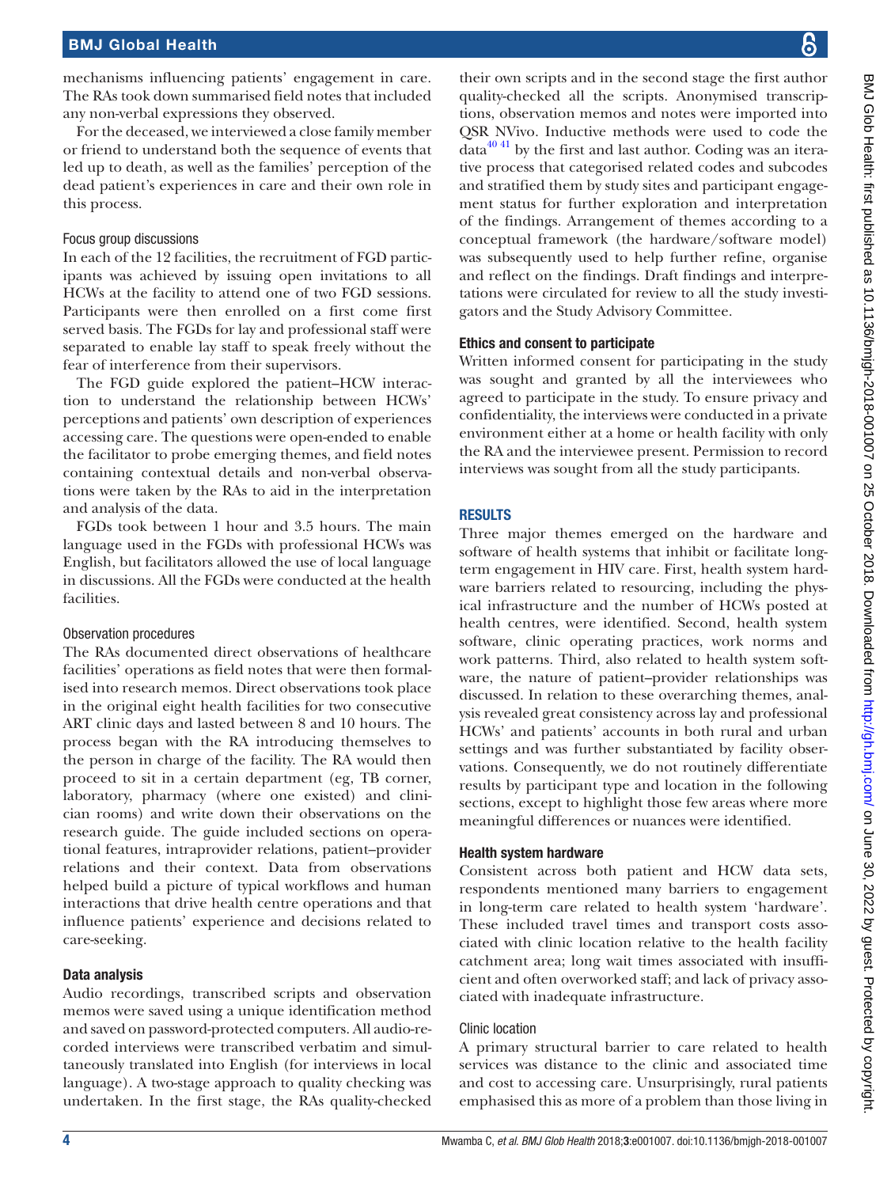mechanisms influencing patients' engagement in care. The RAs took down summarised field notes that included any non-verbal expressions they observed.

For the deceased, we interviewed a close family member or friend to understand both the sequence of events that led up to death, as well as the families' perception of the dead patient's experiences in care and their own role in this process.

#### Focus group discussions

In each of the 12 facilities, the recruitment of FGD participants was achieved by issuing open invitations to all HCWs at the facility to attend one of two FGD sessions. Participants were then enrolled on a first come first served basis. The FGDs for lay and professional staff were separated to enable lay staff to speak freely without the fear of interference from their supervisors.

The FGD guide explored the patient–HCW interaction to understand the relationship between HCWs' perceptions and patients' own description of experiences accessing care. The questions were open-ended to enable the facilitator to probe emerging themes, and field notes containing contextual details and non-verbal observations were taken by the RAs to aid in the interpretation and analysis of the data.

FGDs took between 1 hour and 3.5 hours. The main language used in the FGDs with professional HCWs was English, but facilitators allowed the use of local language in discussions. All the FGDs were conducted at the health facilities.

#### Observation procedures

The RAs documented direct observations of healthcare facilities' operations as field notes that were then formalised into research memos. Direct observations took place in the original eight health facilities for two consecutive ART clinic days and lasted between 8 and 10 hours. The process began with the RA introducing themselves to the person in charge of the facility. The RA would then proceed to sit in a certain department (eg, TB corner, laboratory, pharmacy (where one existed) and clinician rooms) and write down their observations on the research guide. The guide included sections on operational features, intraprovider relations, patient–provider relations and their context. Data from observations helped build a picture of typical workflows and human interactions that drive health centre operations and that influence patients' experience and decisions related to care-seeking.

### Data analysis

Audio recordings, transcribed scripts and observation memos were saved using a unique identification method and saved on password-protected computers. All audio-recorded interviews were transcribed verbatim and simultaneously translated into English (for interviews in local language). A two-stage approach to quality checking was undertaken. In the first stage, the RAs quality-checked their own scripts and in the second stage the first author quality-checked all the scripts. Anonymised transcriptions, observation memos and notes were imported into QSR NVivo. Inductive methods were used to code the data[40 41] by the first and last author. Coding was an iterative process that categorised related codes and subcodes and stratified them by study sites and participant engagement status for further exploration and interpretation of the findings. Arrangement of themes according to a conceptual framework (the hardware/software model) was subsequently used to help further refine, organise and reflect on the findings. Draft findings and interpretations were circulated for review to all the study investigators and the Study Advisory Committee.

### Ethics and consent to participate

Written informed consent for participating in the study was sought and granted by all the interviewees who agreed to participate in the study. To ensure privacy and confidentiality, the interviews were conducted in a private environment either at a home or health facility with only the RA and the interviewee present. Permission to record interviews was sought from all the study participants.

## RESULTS

Three major themes emerged on the hardware and software of health systems that inhibit or facilitate long-term engagement in HIV care. First, health system hardware barriers related to resourcing, including the physical infrastructure and the number of HCWs posted at health centres, were identified. Second, health system software, clinic operating practices, work norms and work patterns. Third, also related to health system software, the nature of patient–provider relationships was discussed. In relation to these overarching themes, analysis revealed great consistency across lay and professional HCWs' and patients' accounts in both rural and urban settings and was further substantiated by facility observations. Consequently, we do not routinely differentiate results by participant type and location in the following sections, except to highlight those few areas where more meaningful differences or nuances were identified.

### Health system hardware

Consistent across both patient and HCW data sets, respondents mentioned many barriers to engagement in long-term care related to health system 'hardware'. These included travel times and transport costs associated with clinic location relative to the health facility catchment area; long wait times associated with insufficient and often overworked staff; and lack of privacy associated with inadequate infrastructure.

#### Clinic location

A primary structural barrier to care related to health services was distance to the clinic and associated time and cost to accessing care. Unsurprisingly, rural patients emphasised this as more of a problem than those living in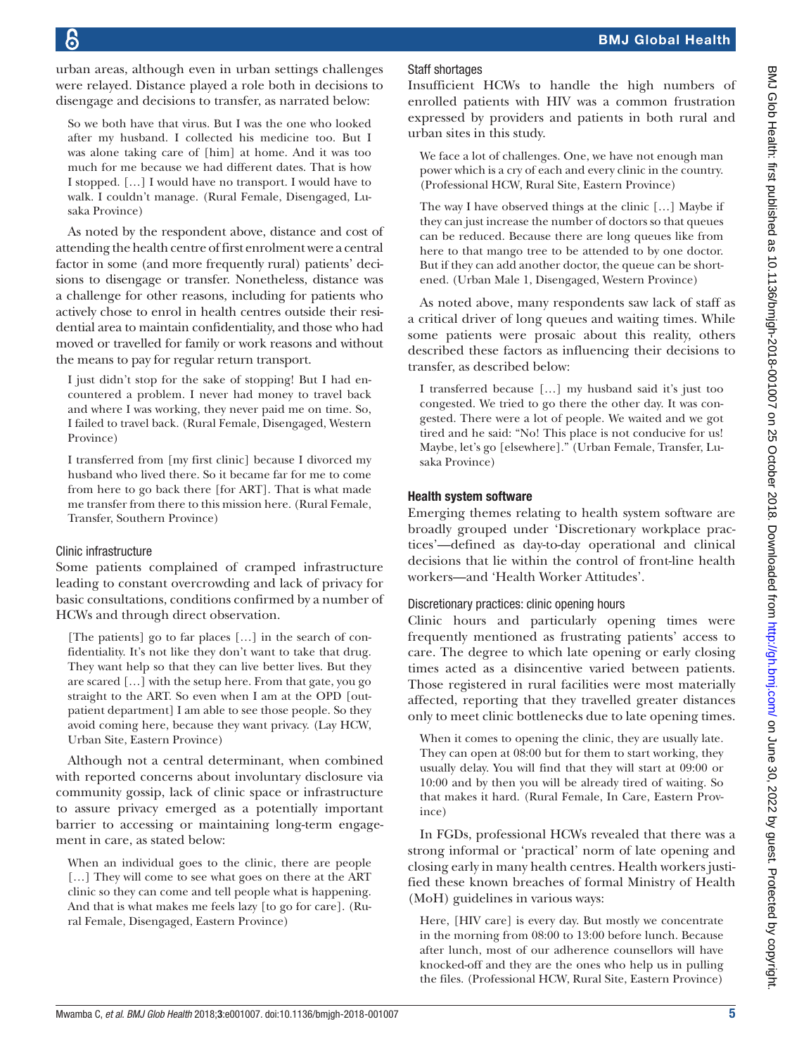urban areas, although even in urban settings challenges were relayed. Distance played a role both in decisions to disengage and decisions to transfer, as narrated below:

> So we both have that virus. But I was the one who looked after my husband. I collected his medicine too. But I was alone taking care of [him] at home. And it was too much for me because we had different dates. That is how I stopped. […] I would have no transport. I would have to walk. I couldn't manage. (Rural Female, Disengaged, Lusaka Province)

As noted by the respondent above, distance and cost of attending the health centre of first enrolment were a central factor in some (and more frequently rural) patients' decisions to disengage or transfer. Nonetheless, distance was a challenge for other reasons, including for patients who actively chose to enrol in health centres outside their residential area to maintain confidentiality, and those who had moved or travelled for family or work reasons and without the means to pay for regular return transport.

> I just didn't stop for the sake of stopping! But I had encountered a problem. I never had money to travel back and where I was working, they never paid me on time. So, I failed to travel back. (Rural Female, Disengaged, Western Province)

> I transferred from [my first clinic] because I divorced my husband who lived there. So it became far for me to come from here to go back there [for ART]. That is what made me transfer from there to this mission here. (Rural Female, Transfer, Southern Province)

### Clinic infrastructure

Some patients complained of cramped infrastructure leading to constant overcrowding and lack of privacy for basic consultations, conditions confirmed by a number of HCWs and through direct observation.

> [The patients] go to far places […] in the search of confidentiality. It's not like they don't want to take that drug. They want help so that they can live better lives. But they are scared […] with the setup here. From that gate, you go straight to the ART. So even when I am at the OPD [outpatient department] I am able to see those people. So they avoid coming here, because they want privacy. (Lay HCW, Urban Site, Eastern Province)

Although not a central determinant, when combined with reported concerns about involuntary disclosure via community gossip, lack of clinic space or infrastructure to assure privacy emerged as a potentially important barrier to accessing or maintaining long-term engagement in care, as stated below:

> When an individual goes to the clinic, there are people […] They will come to see what goes on there at the ART clinic so they can come and tell people what is happening. And that is what makes me feels lazy [to go for care]. (Rural Female, Disengaged, Eastern Province)

### Staff shortages

Insufficient HCWs to handle the high numbers of enrolled patients with HIV was a common frustration expressed by providers and patients in both rural and urban sites in this study.

> We face a lot of challenges. One, we have not enough man power which is a cry of each and every clinic in the country. (Professional HCW, Rural Site, Eastern Province)

> The way I have observed things at the clinic […] Maybe if they can just increase the number of doctors so that queues can be reduced. Because there are long queues like from here to that mango tree to be attended to by one doctor. But if they can add another doctor, the queue can be shortened. (Urban Male 1, Disengaged, Western Province)

As noted above, many respondents saw lack of staff as a critical driver of long queues and waiting times. While some patients were prosaic about this reality, others described these factors as influencing their decisions to transfer, as described below:

> I transferred because […] my husband said it's just too congested. We tried to go there the other day. It was congested. There were a lot of people. We waited and we got tired and he said: "No! This place is not conducive for us! Maybe, let's go [elsewhere]." (Urban Female, Transfer, Lusaka Province)

## Health system software

Emerging themes relating to health system software are broadly grouped under 'Discretionary workplace practices'—defined as day-to-day operational and clinical decisions that lie within the control of front-line health workers—and 'Health Worker Attitudes'.

### Discretionary practices: clinic opening hours

Clinic hours and particularly opening times were frequently mentioned as frustrating patients' access to care. The degree to which late opening or early closing times acted as a disincentive varied between patients. Those registered in rural facilities were most materially affected, reporting that they travelled greater distances only to meet clinic bottlenecks due to late opening times.

> When it comes to opening the clinic, they are usually late. They can open at 08:00 but for them to start working, they usually delay. You will find that they will start at 09:00 or 10:00 and by then you will be already tired of waiting. So that makes it hard. (Rural Female, In Care, Eastern Province)

In FGDs, professional HCWs revealed that there was a strong informal or 'practical' norm of late opening and closing early in many health centres. Health workers justified these known breaches of formal Ministry of Health (MoH) guidelines in various ways:

> Here, [HIV care] is every day. But mostly we concentrate in the morning from 08:00 to 13:00 before lunch. Because after lunch, most of our adherence counsellors will have knocked-off and they are the ones who help us in pulling the files. (Professional HCW, Rural Site, Eastern Province)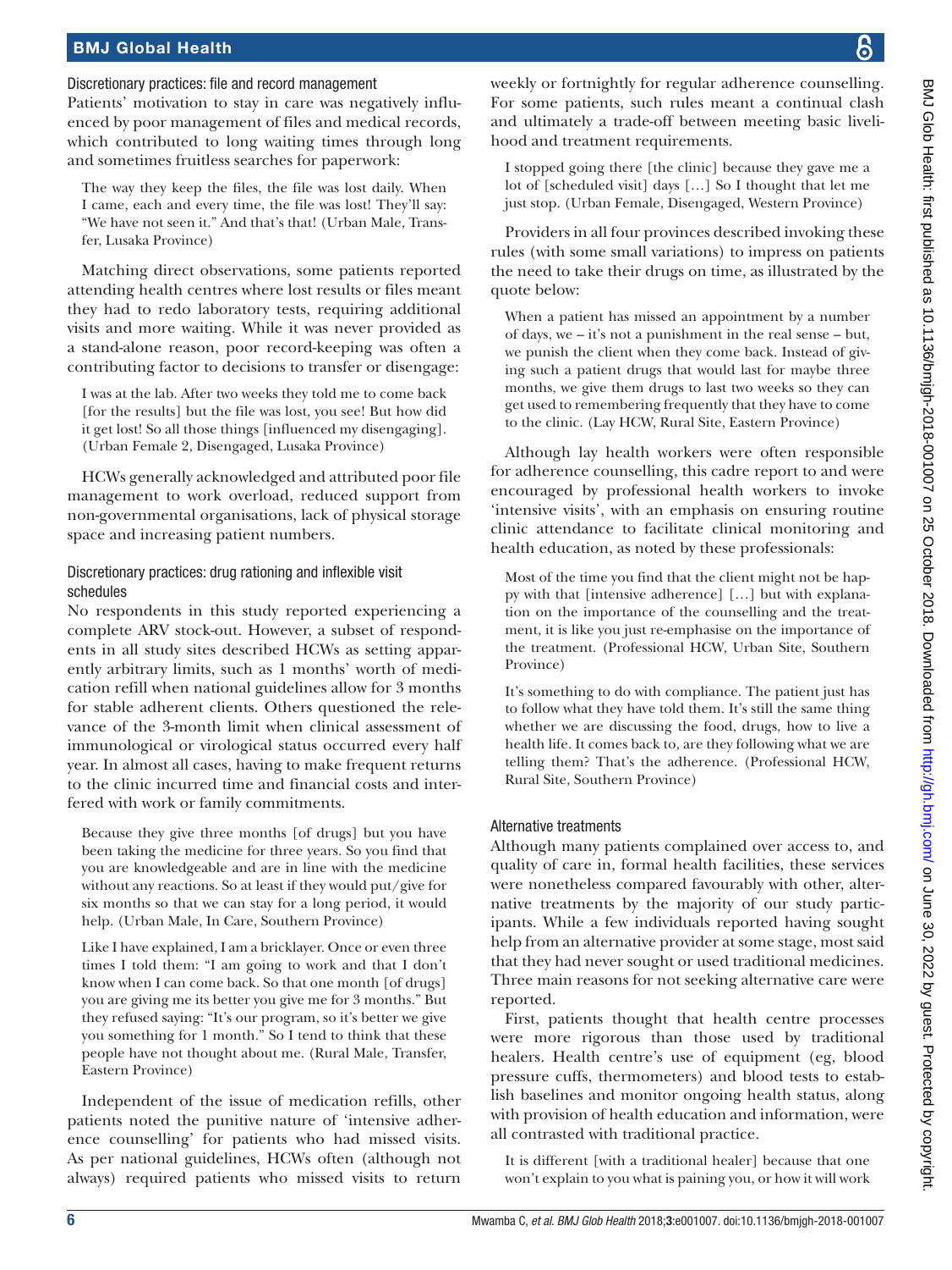### Discretionary practices: file and record management

Patients' motivation to stay in care was negatively influenced by poor management of files and medical records, which contributed to long waiting times through long and sometimes fruitless searches for paperwork:

> The way they keep the files, the file was lost daily. When I came, each and every time, the file was lost! They'll say: "We have not seen it." And that's that! (Urban Male, Transfer, Lusaka Province)

Matching direct observations, some patients reported attending health centres where lost results or files meant they had to redo laboratory tests, requiring additional visits and more waiting. While it was never provided as a stand-alone reason, poor record-keeping was often a contributing factor to decisions to transfer or disengage:

> I was at the lab. After two weeks they told me to come back [for the results] but the file was lost, you see! But how did it get lost! So all those things [influenced my disengaging]. (Urban Female 2, Disengaged, Lusaka Province)

HCWs generally acknowledged and attributed poor file management to work overload, reduced support from non-governmental organisations, lack of physical storage space and increasing patient numbers.

### Discretionary practices: drug rationing and inflexible visit schedules

No respondents in this study reported experiencing a complete ARV stock-out. However, a subset of respondents in all study sites described HCWs as setting apparently arbitrary limits, such as 1 months' worth of medication refill when national guidelines allow for 3 months for stable adherent clients. Others questioned the relevance of the 3-month limit when clinical assessment of immunological or virological status occurred every half year. In almost all cases, having to make frequent returns to the clinic incurred time and financial costs and interfered with work or family commitments.

> Because they give three months [of drugs] but you have been taking the medicine for three years. So you find that you are knowledgeable and are in line with the medicine without any reactions. So at least if they would put/give for six months so that we can stay for a long period, it would help. (Urban Male, In Care, Southern Province)

> Like I have explained, I am a bricklayer. Once or even three times I told them: "I am going to work and that I don't know when I can come back. So that one month [of drugs] you are giving me its better you give me for 3 months." But they refused saying: "It's our program, so it's better we give you something for 1 month." So I tend to think that these people have not thought about me. (Rural Male, Transfer, Eastern Province)

Independent of the issue of medication refills, other patients noted the punitive nature of 'intensive adherence counselling' for patients who had missed visits. As per national guidelines, HCWs often (although not always) required patients who missed visits to return weekly or fortnightly for regular adherence counselling. For some patients, such rules meant a continual clash and ultimately a trade-off between meeting basic livelihood and treatment requirements.

> I stopped going there [the clinic] because they gave me a lot of [scheduled visit] days […] So I thought that let me just stop. (Urban Female, Disengaged, Western Province)

Providers in all four provinces described invoking these rules (with some small variations) to impress on patients the need to take their drugs on time, as illustrated by the quote below:

> When a patient has missed an appointment by a number of days, we – it's not a punishment in the real sense – but, we punish the client when they come back. Instead of giving such a patient drugs that would last for maybe three months, we give them drugs to last two weeks so they can get used to remembering frequently that they have to come to the clinic. (Lay HCW, Rural Site, Eastern Province)

Although lay health workers were often responsible for adherence counselling, this cadre report to and were encouraged by professional health workers to invoke 'intensive visits', with an emphasis on ensuring routine clinic attendance to facilitate clinical monitoring and health education, as noted by these professionals:

> Most of the time you find that the client might not be happy with that [intensive adherence] […] but with explanation on the importance of the counselling and the treatment, it is like you just re-emphasise on the importance of the treatment. (Professional HCW, Urban Site, Southern Province)

> It's something to do with compliance. The patient just has to follow what they have told them. It's still the same thing whether we are discussing the food, drugs, how to live a health life. It comes back to, are they following what we are telling them? That's the adherence. (Professional HCW, Rural Site, Southern Province)

### Alternative treatments

Although many patients complained over access to, and quality of care in, formal health facilities, these services were nonetheless compared favourably with other, alternative treatments by the majority of our study participants. While a few individuals reported having sought help from an alternative provider at some stage, most said that they had never sought or used traditional medicines. Three main reasons for not seeking alternative care were reported.

First, patients thought that health centre processes were more rigorous than those used by traditional healers. Health centre's use of equipment (eg, blood pressure cuffs, thermometers) and blood tests to establish baselines and monitor ongoing health status, along with provision of health education and information, were all contrasted with traditional practice.

> It is different [with a traditional healer] because that one won't explain to you what is paining you, or how it will work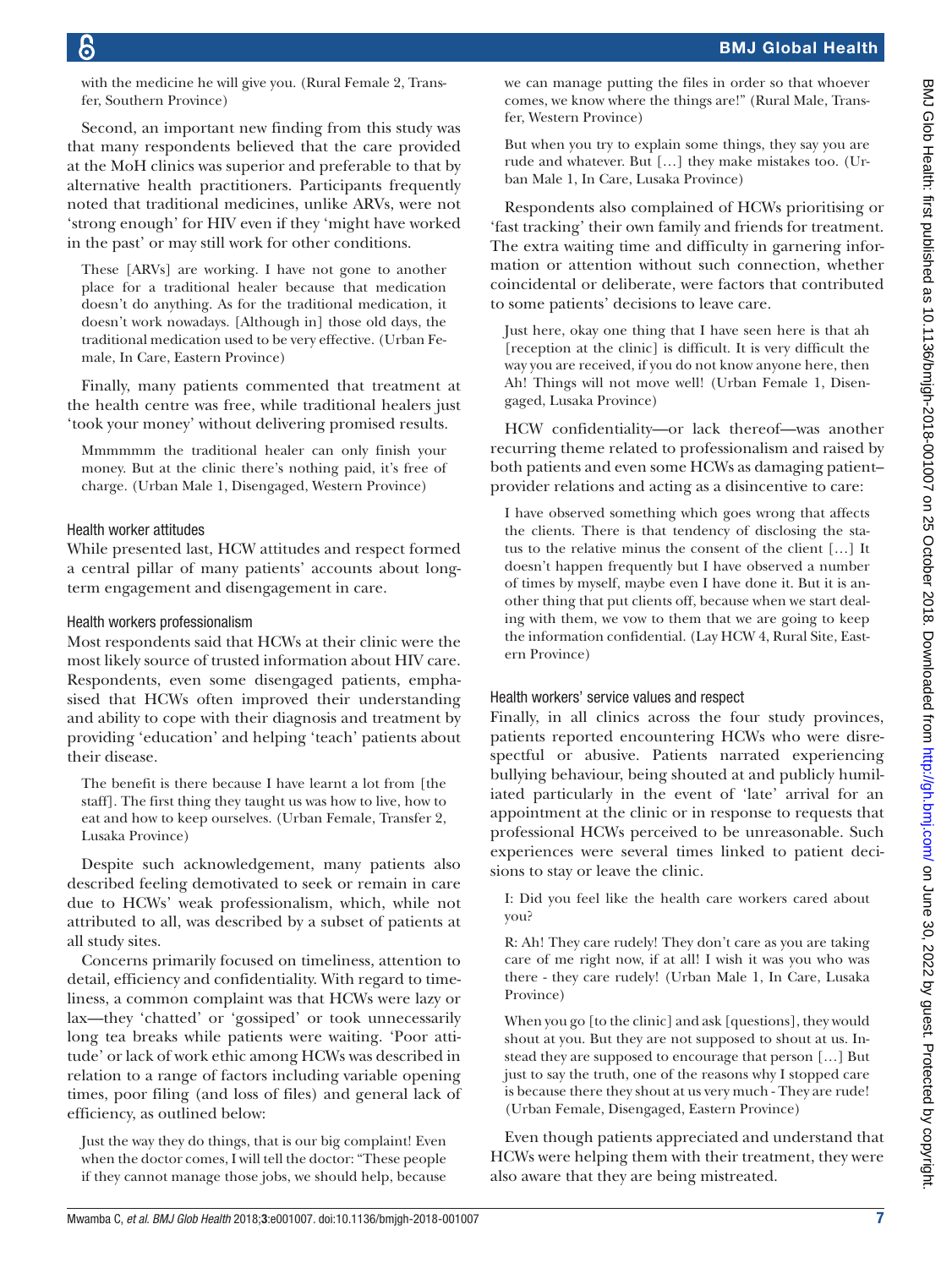with the medicine he will give you. (Rural Female 2, Transfer, Southern Province)

Second, an important new finding from this study was that many respondents believed that the care provided at the MoH clinics was superior and preferable to that by alternative health practitioners. Participants frequently noted that traditional medicines, unlike ARVs, were not 'strong enough' for HIV even if they 'might have worked in the past' or may still work for other conditions.

> These [ARVs] are working. I have not gone to another place for a traditional healer because that medication doesn't do anything. As for the traditional medication, it doesn't work nowadays. [Although in] those old days, the traditional medication used to be very effective. (Urban Female, In Care, Eastern Province)

Finally, many patients commented that treatment at the health centre was free, while traditional healers just 'took your money' without delivering promised results.

> Mmmmmm the traditional healer can only finish your money. But at the clinic there's nothing paid, it's free of charge. (Urban Male 1, Disengaged, Western Province)

### Health worker attitudes

While presented last, HCW attitudes and respect formed a central pillar of many patients' accounts about long-term engagement and disengagement in care.

### Health workers professionalism

Most respondents said that HCWs at their clinic were the most likely source of trusted information about HIV care. Respondents, even some disengaged patients, emphasised that HCWs often improved their understanding and ability to cope with their diagnosis and treatment by providing 'education' and helping 'teach' patients about their disease.

> The benefit is there because I have learnt a lot from [the staff]. The first thing they taught us was how to live, how to eat and how to keep ourselves. (Urban Female, Transfer 2, Lusaka Province)

Despite such acknowledgement, many patients also described feeling demotivated to seek or remain in care due to HCWs' weak professionalism, which, while not attributed to all, was described by a subset of patients at all study sites.

Concerns primarily focused on timeliness, attention to detail, efficiency and confidentiality. With regard to timeliness, a common complaint was that HCWs were lazy or lax—they 'chatted' or 'gossiped' or took unnecessarily long tea breaks while patients were waiting. 'Poor attitude' or lack of work ethic among HCWs was described in relation to a range of factors including variable opening times, poor filing (and loss of files) and general lack of efficiency, as outlined below:

> Just the way they do things, that is our big complaint! Even when the doctor comes, I will tell the doctor: "These people if they cannot manage those jobs, we should help, because we can manage putting the files in order so that whoever comes, we know where the things are!" (Rural Male, Transfer, Western Province)

> But when you try to explain some things, they say you are rude and whatever. But […] they make mistakes too. (Urban Male 1, In Care, Lusaka Province)

Respondents also complained of HCWs prioritising or 'fast tracking' their own family and friends for treatment. The extra waiting time and difficulty in garnering information or attention without such connection, whether coincidental or deliberate, were factors that contributed to some patients' decisions to leave care.

> Just here, okay one thing that I have seen here is that ah [reception at the clinic] is difficult. It is very difficult the way you are received, if you do not know anyone here, then Ah! Things will not move well! (Urban Female 1, Disengaged, Lusaka Province)

HCW confidentiality—or lack thereof—was another recurring theme related to professionalism and raised by both patients and even some HCWs as damaging patient–provider relations and acting as a disincentive to care:

> I have observed something which goes wrong that affects the clients. There is that tendency of disclosing the status to the relative minus the consent of the client […] It doesn't happen frequently but I have observed a number of times by myself, maybe even I have done it. But it is another thing that put clients off, because when we start dealing with them, we vow to them that we are going to keep the information confidential. (Lay HCW 4, Rural Site, Eastern Province)

### Health workers' service values and respect

Finally, in all clinics across the four study provinces, patients reported encountering HCWs who were disrespectful or abusive. Patients narrated experiencing bullying behaviour, being shouted at and publicly humiliated particularly in the event of 'late' arrival for an appointment at the clinic or in response to requests that professional HCWs perceived to be unreasonable. Such experiences were several times linked to patient decisions to stay or leave the clinic.

> I: Did you feel like the health care workers cared about you?
>
> R: Ah! They care rudely! They don't care as you are taking care of me right now, if at all! I wish it was you who was there - they care rudely! (Urban Male 1, In Care, Lusaka Province)

> When you go [to the clinic] and ask [questions], they would shout at you. But they are not supposed to shout at us. Instead they are supposed to encourage that person […] But just to say the truth, one of the reasons why I stopped care is because there they shout at us very much - They are rude! (Urban Female, Disengaged, Eastern Province)

Even though patients appreciated and understand that HCWs were helping them with their treatment, they were also aware that they are being mistreated.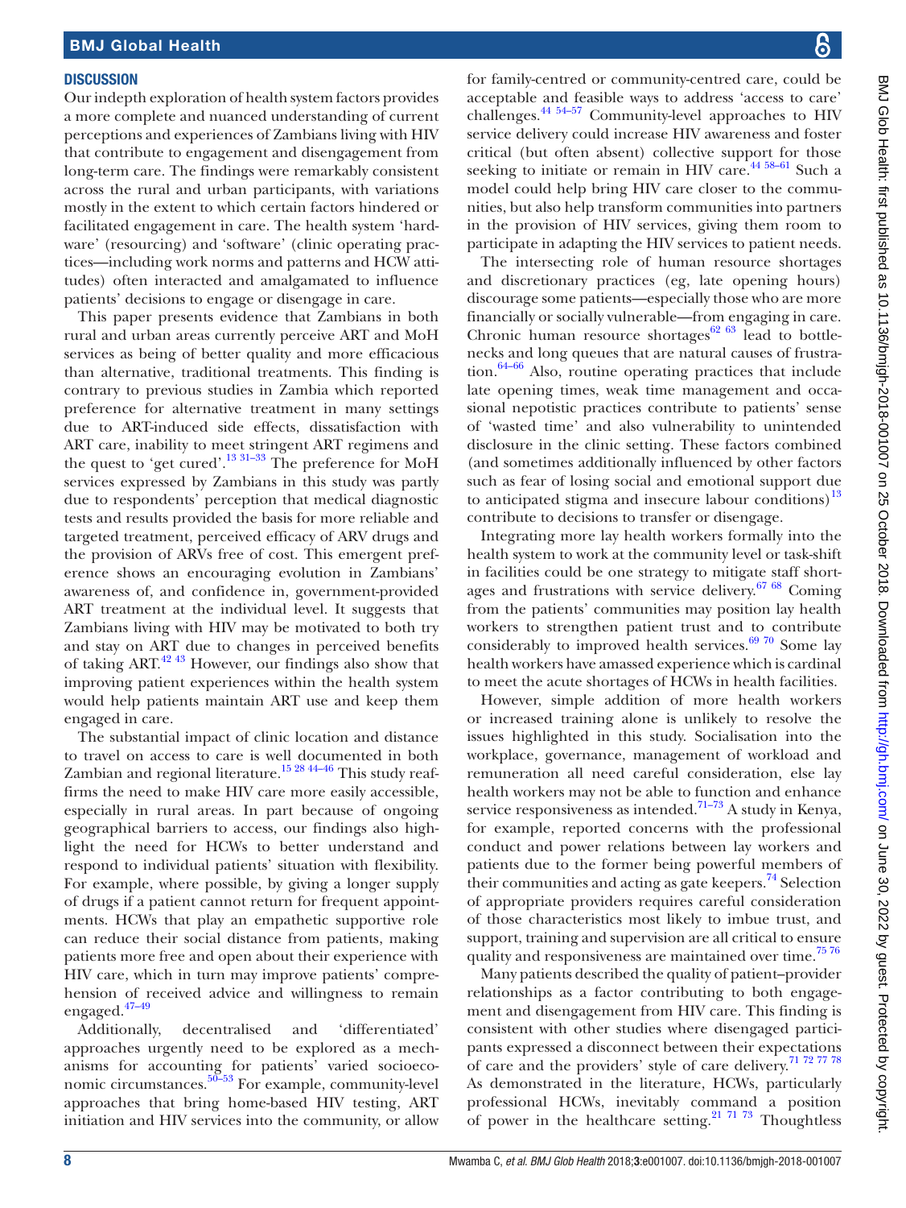## DISCUSSION

Our indepth exploration of health system factors provides a more complete and nuanced understanding of current perceptions and experiences of Zambians living with HIV that contribute to engagement and disengagement from long-term care. The findings were remarkably consistent across the rural and urban participants, with variations mostly in the extent to which certain factors hindered or facilitated engagement in care. The health system 'hardware' (resourcing) and 'software' (clinic operating practices—including work norms and patterns and HCW attitudes) often interacted and amalgamated to influence patients' decisions to engage or disengage in care.

This paper presents evidence that Zambians in both rural and urban areas currently perceive ART and MoH services as being of better quality and more efficacious than alternative, traditional treatments. This finding is contrary to previous studies in Zambia which reported preference for alternative treatment in many settings due to ART-induced side effects, dissatisfaction with ART care, inability to meet stringent ART regimens and the quest to 'get cured'.[13 31–33] The preference for MoH services expressed by Zambians in this study was partly due to respondents' perception that medical diagnostic tests and results provided the basis for more reliable and targeted treatment, perceived efficacy of ARV drugs and the provision of ARVs free of cost. This emergent preference shows an encouraging evolution in Zambians' awareness of, and confidence in, government-provided ART treatment at the individual level. It suggests that Zambians living with HIV may be motivated to both try and stay on ART due to changes in perceived benefits of taking ART.[42 43] However, our findings also show that improving patient experiences within the health system would help patients maintain ART use and keep them engaged in care.

The substantial impact of clinic location and distance to travel on access to care is well documented in both Zambian and regional literature.[15 28 44–46] This study reaffirms the need to make HIV care more easily accessible, especially in rural areas. In part because of ongoing geographical barriers to access, our findings also highlight the need for HCWs to better understand and respond to individual patients' situation with flexibility. For example, where possible, by giving a longer supply of drugs if a patient cannot return for frequent appointments. HCWs that play an empathetic supportive role can reduce their social distance from patients, making patients more free and open about their experience with HIV care, which in turn may improve patients' comprehension of received advice and willingness to remain engaged.[47–49]

Additionally, decentralised and 'differentiated' approaches urgently need to be explored as a mechanisms for accounting for patients' varied socioeconomic circumstances.[50–53] For example, community-level approaches that bring home-based HIV testing, ART initiation and HIV services into the community, or allow for family-centred or community-centred care, could be acceptable and feasible ways to address 'access to care' challenges.[44 54–57] Community-level approaches to HIV service delivery could increase HIV awareness and foster critical (but often absent) collective support for those seeking to initiate or remain in HIV care.[44 58–61] Such a model could help bring HIV care closer to the communities, but also help transform communities into partners in the provision of HIV services, giving them room to participate in adapting the HIV services to patient needs.

The intersecting role of human resource shortages and discretionary practices (eg, late opening hours) discourage some patients—especially those who are more financially or socially vulnerable—from engaging in care. Chronic human resource shortages[62 63] lead to bottlenecks and long queues that are natural causes of frustration.[64–66] Also, routine operating practices that include late opening times, weak time management and occasional nepotistic practices contribute to patients' sense of 'wasted time' and also vulnerability to unintended disclosure in the clinic setting. These factors combined (and sometimes additionally influenced by other factors such as fear of losing social and emotional support due to anticipated stigma and insecure labour conditions)[13] contribute to decisions to transfer or disengage.

Integrating more lay health workers formally into the health system to work at the community level or task-shift in facilities could be one strategy to mitigate staff shortages and frustrations with service delivery.[67 68] Coming from the patients' communities may position lay health workers to strengthen patient trust and to contribute considerably to improved health services.[69 70] Some lay health workers have amassed experience which is cardinal to meet the acute shortages of HCWs in health facilities.

However, simple addition of more health workers or increased training alone is unlikely to resolve the issues highlighted in this study. Socialisation into the workplace, governance, management of workload and remuneration all need careful consideration, else lay health workers may not be able to function and enhance service responsiveness as intended.[71–73] A study in Kenya, for example, reported concerns with the professional conduct and power relations between lay workers and patients due to the former being powerful members of their communities and acting as gate keepers.[74] Selection of appropriate providers requires careful consideration of those characteristics most likely to imbue trust, and support, training and supervision are all critical to ensure quality and responsiveness are maintained over time.[75 76]

Many patients described the quality of patient–provider relationships as a factor contributing to both engagement and disengagement from HIV care. This finding is consistent with other studies where disengaged participants expressed a disconnect between their expectations of care and the providers' style of care delivery.[71 72 77 78] As demonstrated in the literature, HCWs, particularly professional HCWs, inevitably command a position of power in the healthcare setting.[21 71 73] Thoughtless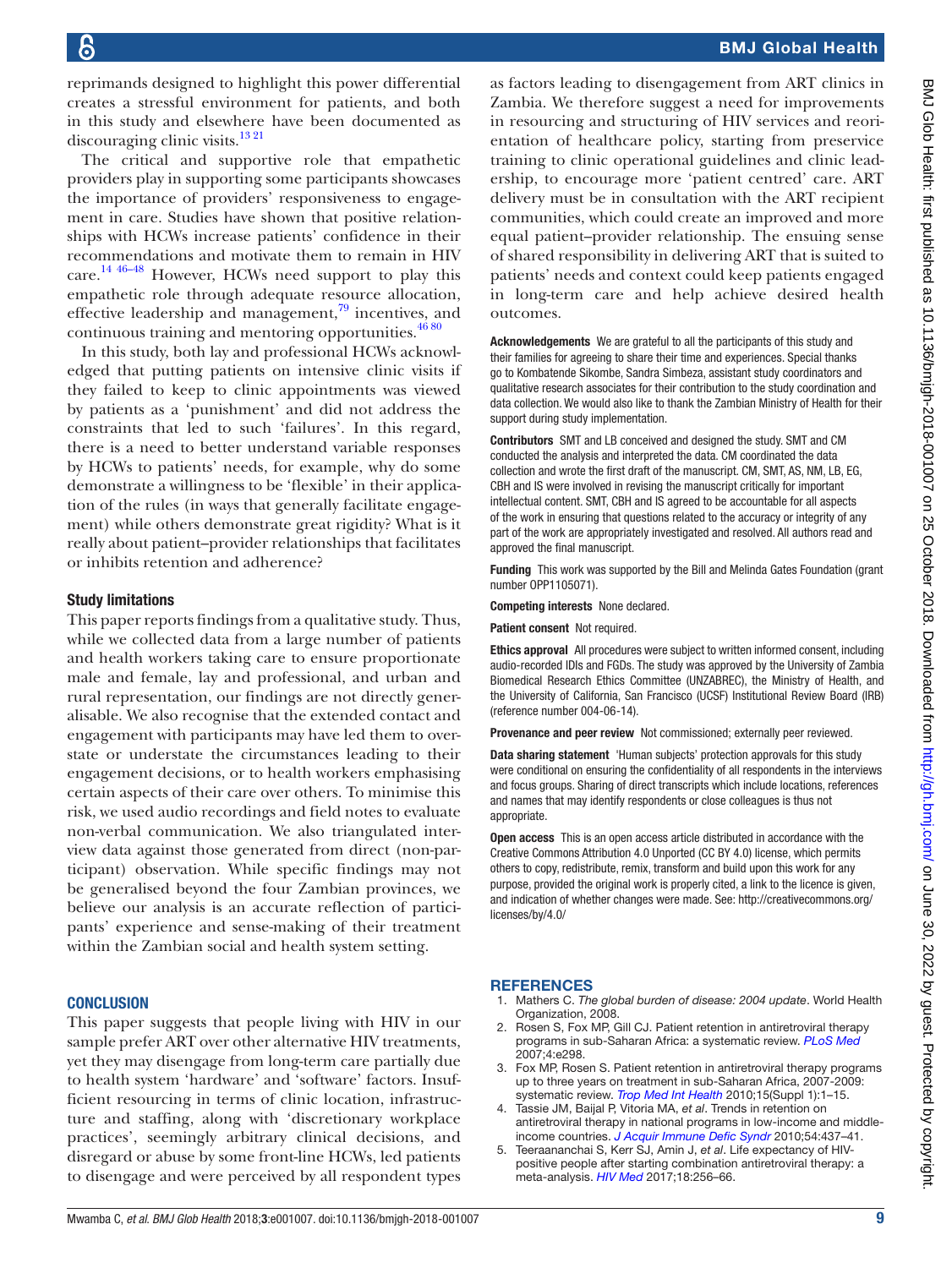reprimands designed to highlight this power differential creates a stressful environment for patients, and both in this study and elsewhere have been documented as discouraging clinic visits.[13 21]

The critical and supportive role that empathetic providers play in supporting some participants showcases the importance of providers' responsiveness to engagement in care. Studies have shown that positive relationships with HCWs increase patients' confidence in their recommendations and motivate them to remain in HIV care.[14 46–48] However, HCWs need support to play this empathetic role through adequate resource allocation, effective leadership and management,[79] incentives, and continuous training and mentoring opportunities.[46 80]

In this study, both lay and professional HCWs acknowledged that putting patients on intensive clinic visits if they failed to keep to clinic appointments was viewed by patients as a 'punishment' and did not address the constraints that led to such 'failures'. In this regard, there is a need to better understand variable responses by HCWs to patients' needs, for example, why do some demonstrate a willingness to be 'flexible' in their application of the rules (in ways that generally facilitate engagement) while others demonstrate great rigidity? What is it really about patient–provider relationships that facilitates or inhibits retention and adherence?

### Study limitations

This paper reports findings from a qualitative study. Thus, while we collected data from a large number of patients and health workers taking care to ensure proportionate male and female, lay and professional, and urban and rural representation, our findings are not directly generalisable. We also recognise that the extended contact and engagement with participants may have led them to overstate or understate the circumstances leading to their engagement decisions, or to health workers emphasising certain aspects of their care over others. To minimise this risk, we used audio recordings and field notes to evaluate non-verbal communication. We also triangulated interview data against those generated from direct (non-participant) observation. While specific findings may not be generalised beyond the four Zambian provinces, we believe our analysis is an accurate reflection of participants' experience and sense-making of their treatment within the Zambian social and health system setting.

## CONCLUSION

This paper suggests that people living with HIV in our sample prefer ART over other alternative HIV treatments, yet they may disengage from long-term care partially due to health system 'hardware' and 'software' factors. Insufficient resourcing in terms of clinic location, infrastructure and staffing, along with 'discretionary workplace practices', seemingly arbitrary clinical decisions, and disregard or abuse by some front-line HCWs, led patients to disengage and were perceived by all respondent types as factors leading to disengagement from ART clinics in Zambia. We therefore suggest a need for improvements in resourcing and structuring of HIV services and reorientation of healthcare policy, starting from preservice training to clinic operational guidelines and clinic leadership, to encourage more 'patient centred' care. ART delivery must be in consultation with the ART recipient communities, which could create an improved and more equal patient–provider relationship. The ensuing sense of shared responsibility in delivering ART that is suited to patients' needs and context could keep patients engaged in long-term care and help achieve desired health outcomes.

**Acknowledgements** We are grateful to all the participants of this study and their families for agreeing to share their time and experiences. Special thanks go to Kombatende Sikombe, Sandra Simbeza, assistant study coordinators and qualitative research associates for their contribution to the study coordination and data collection. We would also like to thank the Zambian Ministry of Health for their support during study implementation.

**Contributors** SMT and LB conceived and designed the study. SMT and CM conducted the analysis and interpreted the data. CM coordinated the data collection and wrote the first draft of the manuscript. CM, SMT, AS, NM, LB, EG, CBH and IS were involved in revising the manuscript critically for important intellectual content. SMT, CBH and IS agreed to be accountable for all aspects of the work in ensuring that questions related to the accuracy or integrity of any part of the work are appropriately investigated and resolved. All authors read and approved the final manuscript.

**Funding** This work was supported by the Bill and Melinda Gates Foundation (grant number OPP1105071).

**Competing interests** None declared.

**Patient consent** Not required.

**Ethics approval** All procedures were subject to written informed consent, including audio-recorded IDIs and FGDs. The study was approved by the University of Zambia Biomedical Research Ethics Committee (UNZABREC), the Ministry of Health, and the University of California, San Francisco (UCSF) Institutional Review Board (IRB) (reference number 004-06-14).

**Provenance and peer review** Not commissioned; externally peer reviewed.

**Data sharing statement** 'Human subjects' protection approvals for this study were conditional on ensuring the confidentiality of all respondents in the interviews and focus groups. Sharing of direct transcripts which include locations, references and names that may identify respondents or close colleagues is thus not appropriate.

**Open access** This is an open access article distributed in accordance with the Creative Commons Attribution 4.0 Unported (CC BY 4.0) license, which permits others to copy, redistribute, remix, transform and build upon this work for any purpose, provided the original work is properly cited, a link to the licence is given, and indication of whether changes were made. See: http://creativecommons.org/licenses/by/4.0/

## REFERENCES

1. Mathers C. *The global burden of disease: 2004 update*. World Health Organization, 2008.
2. Rosen S, Fox MP, Gill CJ. Patient retention in antiretroviral therapy programs in sub-Saharan Africa: a systematic review. *PLoS Med* 2007;4:e298.
3. Fox MP, Rosen S. Patient retention in antiretroviral therapy programs up to three years on treatment in sub-Saharan Africa, 2007-2009: systematic review. *Trop Med Int Health* 2010;15(Suppl 1):1–15.
4. Tassie JM, Baijal P, Vitoria MA, *et al*. Trends in retention on antiretroviral therapy in national programs in low-income and middle-income countries. *J Acquir Immune Defic Syndr* 2010;54:437–41.
5. Teeraananchai S, Kerr SJ, Amin J, *et al*. Life expectancy of HIV-positive people after starting combination antiretroviral therapy: a meta-analysis. *HIV Med* 2017;18:256–66.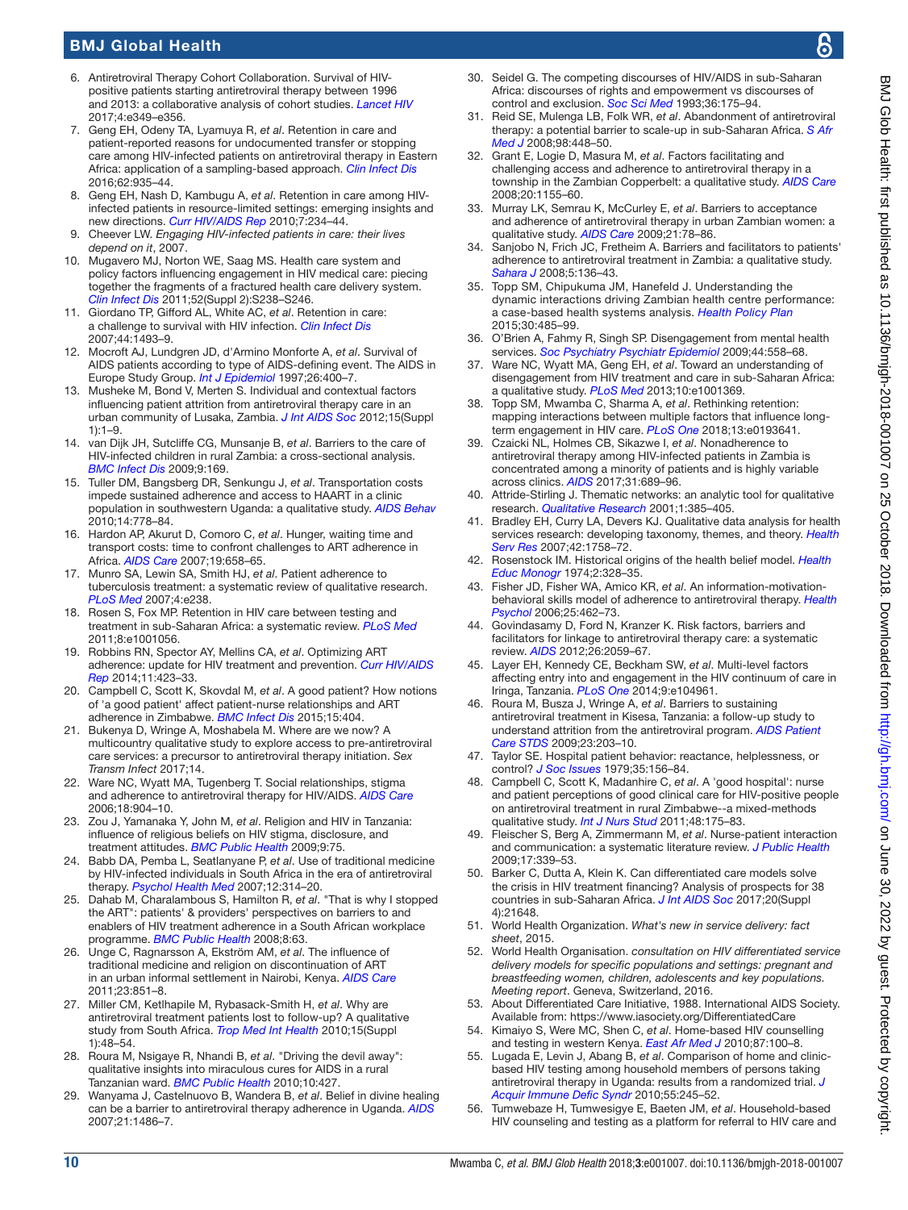6. Antiretroviral Therapy Cohort Collaboration. Survival of HIV-positive patients starting antiretroviral therapy between 1996 and 2013: a collaborative analysis of cohort studies. *Lancet HIV* 2017;4:e349–e356.
7. Geng EH, Odeny TA, Lyamuya R, *et al*. Retention in care and patient-reported reasons for undocumented transfer or stopping care among HIV-infected patients on antiretroviral therapy in Eastern Africa: application of a sampling-based approach. *Clin Infect Dis* 2016;62:935–44.
8. Geng EH, Nash D, Kambugu A, *et al*. Retention in care among HIV-infected patients in resource-limited settings: emerging insights and new directions. *Curr HIV/AIDS Rep* 2010;7:234–44.
9. Cheever LW. *Engaging HIV-infected patients in care: their lives depend on it*, 2007.
10. Mugavero MJ, Norton WE, Saag MS. Health care system and policy factors influencing engagement in HIV medical care: piecing together the fragments of a fractured health care delivery system. *Clin Infect Dis* 2011;52(Suppl 2):S238–S246.
11. Giordano TP, Gifford AL, White AC, *et al*. Retention in care: a challenge to survival with HIV infection. *Clin Infect Dis* 2007;44:1493–9.
12. Mocroft AJ, Lundgren JD, d'Armino Monforte A, *et al*. Survival of AIDS patients according to type of AIDS-defining event. The AIDS in Europe Study Group. *Int J Epidemiol* 1997;26:400–7.
13. Musheke M, Bond V, Merten S. Individual and contextual factors influencing patient attrition from antiretroviral therapy care in an urban community of Lusaka, Zambia. *J Int AIDS Soc* 2012;15(Suppl 1):1–9.
14. van Dijk JH, Sutcliffe CG, Munsanje B, *et al*. Barriers to the care of HIV-infected children in rural Zambia: a cross-sectional analysis. *BMC Infect Dis* 2009;9:169.
15. Tuller DM, Bangsberg DR, Senkungu J, *et al*. Transportation costs impede sustained adherence and access to HAART in a clinic population in southwestern Uganda: a qualitative study. *AIDS Behav* 2010;14:778–84.
16. Hardon AP, Akurut D, Comoro C, *et al*. Hunger, waiting time and transport costs: time to confront challenges to ART adherence in Africa. *AIDS Care* 2007;19:658–65.
17. Munro SA, Lewin SA, Smith HJ, *et al*. Patient adherence to tuberculosis treatment: a systematic review of qualitative research. *PLoS Med* 2007;4:e238.
18. Rosen S, Fox MP. Retention in HIV care between testing and treatment in sub-Saharan Africa: a systematic review. *PLoS Med* 2011;8:e1001056.
19. Robbins RN, Spector AY, Mellins CA, *et al*. Optimizing ART adherence: update for HIV treatment and prevention. *Curr HIV/AIDS Rep* 2014;11:423–33.
20. Campbell C, Scott K, Skovdal M, *et al*. A good patient? How notions of 'a good patient' affect patient-nurse relationships and ART adherence in Zimbabwe. *BMC Infect Dis* 2015;15:404.
21. Bukenya D, Wringe A, Moshabela M. Where are we now? A multicountry qualitative study to explore access to pre-antiretroviral care services: a precursor to antiretroviral therapy initiation. *Sex Transm Infect* 2017;14.
22. Ware NC, Wyatt MA, Tugenberg T. Social relationships, stigma and adherence to antiretroviral therapy for HIV/AIDS. *AIDS Care* 2006;18:904–10.
23. Zou J, Yamanaka Y, John M, *et al*. Religion and HIV in Tanzania: influence of religious beliefs on HIV stigma, disclosure, and treatment attitudes. *BMC Public Health* 2009;9:75.
24. Babb DA, Pemba L, Seatlanyane P, *et al*. Use of traditional medicine by HIV-infected individuals in South Africa in the era of antiretroviral therapy. *Psychol Health Med* 2007;12:314–20.
25. Dahab M, Charalambous S, Hamilton R, *et al*. "That is why I stopped the ART": patients' & providers' perspectives on barriers to and enablers of HIV treatment adherence in a South African workplace programme. *BMC Public Health* 2008;8:63.
26. Unge C, Ragnarsson A, Ekström AM, *et al*. The influence of traditional medicine and religion on discontinuation of ART in an urban informal settlement in Nairobi, Kenya. *AIDS Care* 2011;23:851–8.
27. Miller CM, Ketlhapile M, Rybasack-Smith H, *et al*. Why are antiretroviral treatment patients lost to follow-up? A qualitative study from South Africa. *Trop Med Int Health* 2010;15(Suppl 1):48–54.
28. Roura M, Nsigaye R, Nhandi B, *et al*. "Driving the devil away": qualitative insights into miraculous cures for AIDS in a rural Tanzanian ward. *BMC Public Health* 2010;10:427.
29. Wanyama J, Castelnuovo B, Wandera B, *et al*. Belief in divine healing can be a barrier to antiretroviral therapy adherence in Uganda. *AIDS* 2007;21:1486–7.
30. Seidel G. The competing discourses of HIV/AIDS in sub-Saharan Africa: discourses of rights and empowerment vs discourses of control and exclusion. *Soc Sci Med* 1993;36:175–94.
31. Reid SE, Mulenga LB, Folk WR, *et al*. Abandonment of antiretroviral therapy: a potential barrier to scale-up in sub-Saharan Africa. *S Afr Med J* 2008;98:448–50.
32. Grant E, Logie D, Masura M, *et al*. Factors facilitating and challenging access and adherence to antiretroviral therapy in a township in the Zambian Copperbelt: a qualitative study. *AIDS Care* 2008;20:1155–60.
33. Murray LK, Semrau K, McCurley E, *et al*. Barriers to acceptance and adherence of antiretroviral therapy in urban Zambian women: a qualitative study. *AIDS Care* 2009;21:78–86.
34. Sanjobo N, Frich JC, Fretheim A. Barriers and facilitators to patients' adherence to antiretroviral treatment in Zambia: a qualitative study. *Sahara J* 2008;5:136–43.
35. Topp SM, Chipukuma JM, Hanefeld J. Understanding the dynamic interactions driving Zambian health centre performance: a case-based health systems analysis. *Health Policy Plan* 2015;30:485–99.
36. O'Brien A, Fahmy R, Singh SP. Disengagement from mental health services. *Soc Psychiatry Psychiatr Epidemiol* 2009;44:558–68.
37. Ware NC, Wyatt MA, Geng EH, *et al*. Toward an understanding of disengagement from HIV treatment and care in sub-Saharan Africa: a qualitative study. *PLoS Med* 2013;10:e1001369.
38. Topp SM, Mwamba C, Sharma A, *et al*. Rethinking retention: mapping interactions between multiple factors that influence long-term engagement in HIV care. *PLoS One* 2018;13:e0193641.
39. Czaicki NL, Holmes CB, Sikazwe I, *et al*. Nonadherence to antiretroviral therapy among HIV-infected patients in Zambia is concentrated among a minority of patients and is highly variable across clinics. *AIDS* 2017;31:689–96.
40. Attride-Stirling J. Thematic networks: an analytic tool for qualitative research. *Qualitative Research* 2001;1:385–405.
41. Bradley EH, Curry LA, Devers KJ. Qualitative data analysis for health services research: developing taxonomy, themes, and theory. *Health Serv Res* 2007;42:1758–72.
42. Rosenstock IM. Historical origins of the health belief model. *Health Educ Monogr* 1974;2:328–35.
43. Fisher JD, Fisher WA, Amico KR, *et al*. An information-motivation-behavioral skills model of adherence to antiretroviral therapy. *Health Psychol* 2006;25:462–73.
44. Govindasamy D, Ford N, Kranzer K. Risk factors, barriers and facilitators for linkage to antiretroviral therapy care: a systematic review. *AIDS* 2012;26:2059–67.
45. Layer EH, Kennedy CE, Beckham SW, *et al*. Multi-level factors affecting entry into and engagement in the HIV continuum of care in Iringa, Tanzania. *PLoS One* 2014;9:e104961.
46. Roura M, Busza J, Wringe A, *et al*. Barriers to sustaining antiretroviral treatment in Kisesa, Tanzania: a follow-up study to understand attrition from the antiretroviral program. *AIDS Patient Care STDS* 2009;23:203–10.
47. Taylor SE. Hospital patient behavior: reactance, helplessness, or control? *J Soc Issues* 1979;35:156–84.
48. Campbell C, Scott K, Madanhire C, *et al*. A 'good hospital': nurse and patient perceptions of good clinical care for HIV-positive people on antiretroviral treatment in rural Zimbabwe--a mixed-methods qualitative study. *Int J Nurs Stud* 2011;48:175–83.
49. Fleischer S, Berg A, Zimmermann M, *et al*. Nurse-patient interaction and communication: a systematic literature review. *J Public Health* 2009;17:339–53.
50. Barker C, Dutta A, Klein K. Can differentiated care models solve the crisis in HIV treatment financing? Analysis of prospects for 38 countries in sub-Saharan Africa. *J Int AIDS Soc* 2017;20(Suppl 4):21648.
51. World Health Organization. *What's new in service delivery: fact sheet*, 2015.
52. World Health Organisation. *consultation on HIV differentiated service delivery models for specific populations and settings: pregnant and breastfeeding women, children, adolescents and key populations. Meeting report*. Geneva, Switzerland, 2016.
53. About Differentiated Care Initiative, 1988. International AIDS Society. Available from: https://www.iasociety.org/DifferentiatedCare
54. Kimaiyo S, Were MC, Shen C, *et al*. Home-based HIV counselling and testing in western Kenya. *East Afr Med J* 2010;87:100–8.
55. Lugada E, Levin J, Abang B, *et al*. Comparison of home and clinic-based HIV testing among household members of persons taking antiretroviral therapy in Uganda: results from a randomized trial. *J Acquir Immune Defic Syndr* 2010;55:245–52.
56. Tumwebaze H, Tumwesigye E, Baeten JM, *et al*. Household-based HIV counseling and testing as a platform for referral to HIV care and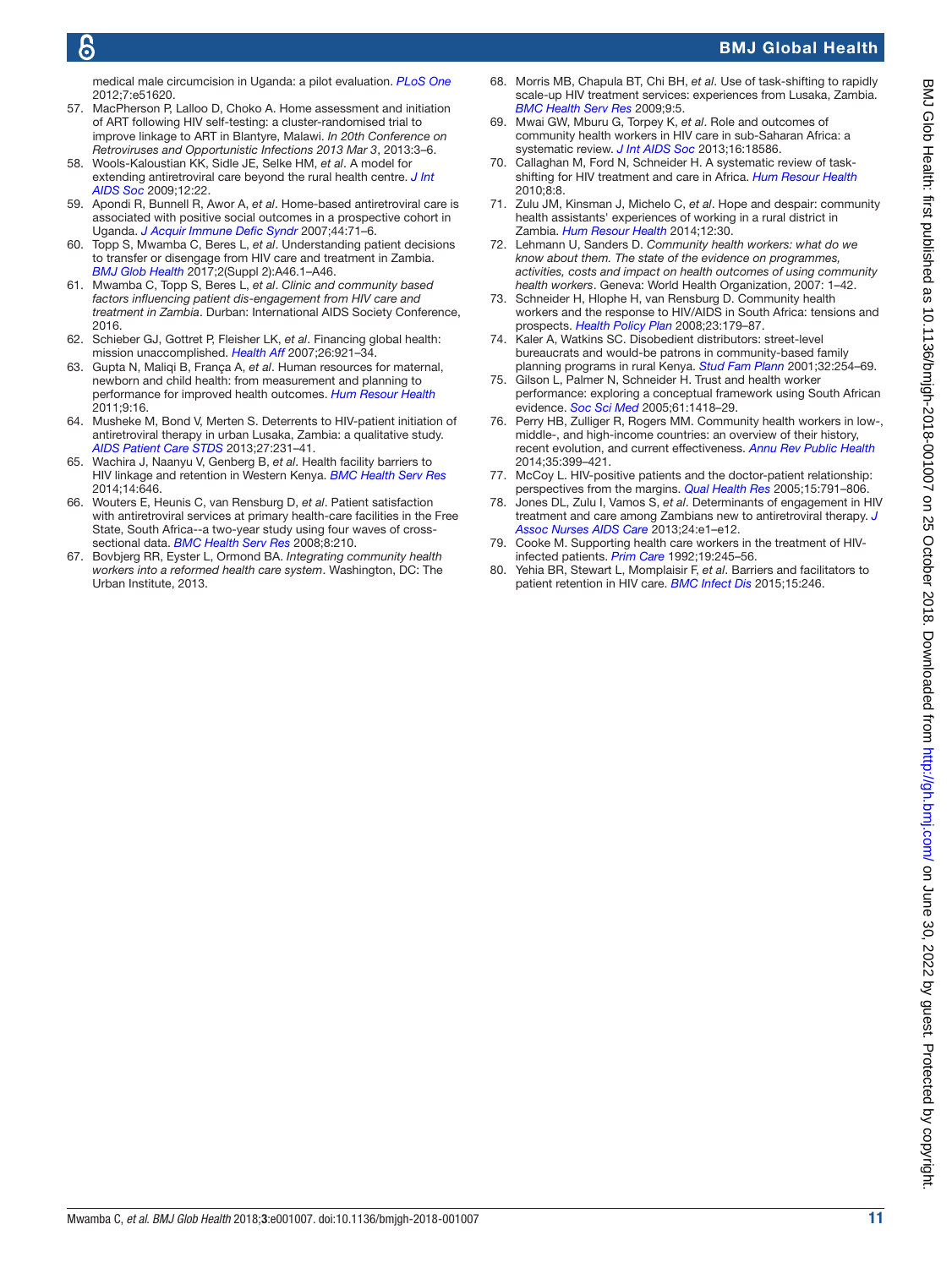medical male circumcision in Uganda: a pilot evaluation. *PLoS One* 2012;7:e51620.

57. MacPherson P, Lalloo D, Choko A. Home assessment and initiation of ART following HIV self-testing: a cluster-randomised trial to improve linkage to ART in Blantyre, Malawi. *In 20th Conference on Retroviruses and Opportunistic Infections 2013 Mar 3*, 2013:3–6.
58. Wools-Kaloustian KK, Sidle JE, Selke HM, *et al*. A model for extending antiretroviral care beyond the rural health centre. *J Int AIDS Soc* 2009;12:22.
59. Apondi R, Bunnell R, Awor A, *et al*. Home-based antiretroviral care is associated with positive social outcomes in a prospective cohort in Uganda. *J Acquir Immune Defic Syndr* 2007;44:71–6.
60. Topp S, Mwamba C, Beres L, *et al*. Understanding patient decisions to transfer or disengage from HIV care and treatment in Zambia. *BMJ Glob Health* 2017;2(Suppl 2):A46.1–A46.
61. Mwamba C, Topp S, Beres L, *et al*. *Clinic and community based factors influencing patient dis-engagement from HIV care and treatment in Zambia*. Durban: International AIDS Society Conference, 2016.
62. Schieber GJ, Gottret P, Fleisher LK, *et al*. Financing global health: mission unaccomplished. *Health Aff* 2007;26:921–34.
63. Gupta N, Maliqi B, França A, *et al*. Human resources for maternal, newborn and child health: from measurement and planning to performance for improved health outcomes. *Hum Resour Health* 2011;9:16.
64. Musheke M, Bond V, Merten S. Deterrents to HIV-patient initiation of antiretroviral therapy in urban Lusaka, Zambia: a qualitative study. *AIDS Patient Care STDS* 2013;27:231–41.
65. Wachira J, Naanyu V, Genberg B, *et al*. Health facility barriers to HIV linkage and retention in Western Kenya. *BMC Health Serv Res* 2014;14:646.
66. Wouters E, Heunis C, van Rensburg D, *et al*. Patient satisfaction with antiretroviral services at primary health-care facilities in the Free State, South Africa--a two-year study using four waves of cross-sectional data. *BMC Health Serv Res* 2008;8:210.
67. Bovbjerg RR, Eyster L, Ormond BA. *Integrating community health workers into a reformed health care system*. Washington, DC: The Urban Institute, 2013.
68. Morris MB, Chapula BT, Chi BH, *et al*. Use of task-shifting to rapidly scale-up HIV treatment services: experiences from Lusaka, Zambia. *BMC Health Serv Res* 2009;9:5.
69. Mwai GW, Mburu G, Torpey K, *et al*. Role and outcomes of community health workers in HIV care in sub-Saharan Africa: a systematic review. *J Int AIDS Soc* 2013;16:18586.
70. Callaghan M, Ford N, Schneider H. A systematic review of task-shifting for HIV treatment and care in Africa. *Hum Resour Health* 2010;8:8.
71. Zulu JM, Kinsman J, Michelo C, *et al*. Hope and despair: community health assistants' experiences of working in a rural district in Zambia. *Hum Resour Health* 2014;12:30.
72. Lehmann U, Sanders D. *Community health workers: what do we know about them. The state of the evidence on programmes, activities, costs and impact on health outcomes of using community health workers*. Geneva: World Health Organization, 2007: 1–42.
73. Schneider H, Hlophe H, van Rensburg D. Community health workers and the response to HIV/AIDS in South Africa: tensions and prospects. *Health Policy Plan* 2008;23:179–87.
74. Kaler A, Watkins SC. Disobedient distributors: street-level bureaucrats and would-be patrons in community-based family planning programs in rural Kenya. *Stud Fam Plann* 2001;32:254–69.
75. Gilson L, Palmer N, Schneider H. Trust and health worker performance: exploring a conceptual framework using South African evidence. *Soc Sci Med* 2005;61:1418–29.
76. Perry HB, Zulliger R, Rogers MM. Community health workers in low-, middle-, and high-income countries: an overview of their history, recent evolution, and current effectiveness. *Annu Rev Public Health* 2014;35:399–421.
77. McCoy L. HIV-positive patients and the doctor-patient relationship: perspectives from the margins. *Qual Health Res* 2005;15:791–806.
78. Jones DL, Zulu I, Vamos S, *et al*. Determinants of engagement in HIV treatment and care among Zambians new to antiretroviral therapy. *J Assoc Nurses AIDS Care* 2013;24:e1–e12.
79. Cooke M. Supporting health care workers in the treatment of HIV-infected patients. *Prim Care* 1992;19:245–56.
80. Yehia BR, Stewart L, Momplaisir F, *et al*. Barriers and facilitators to patient retention in HIV care. *BMC Infect Dis* 2015;15:246.